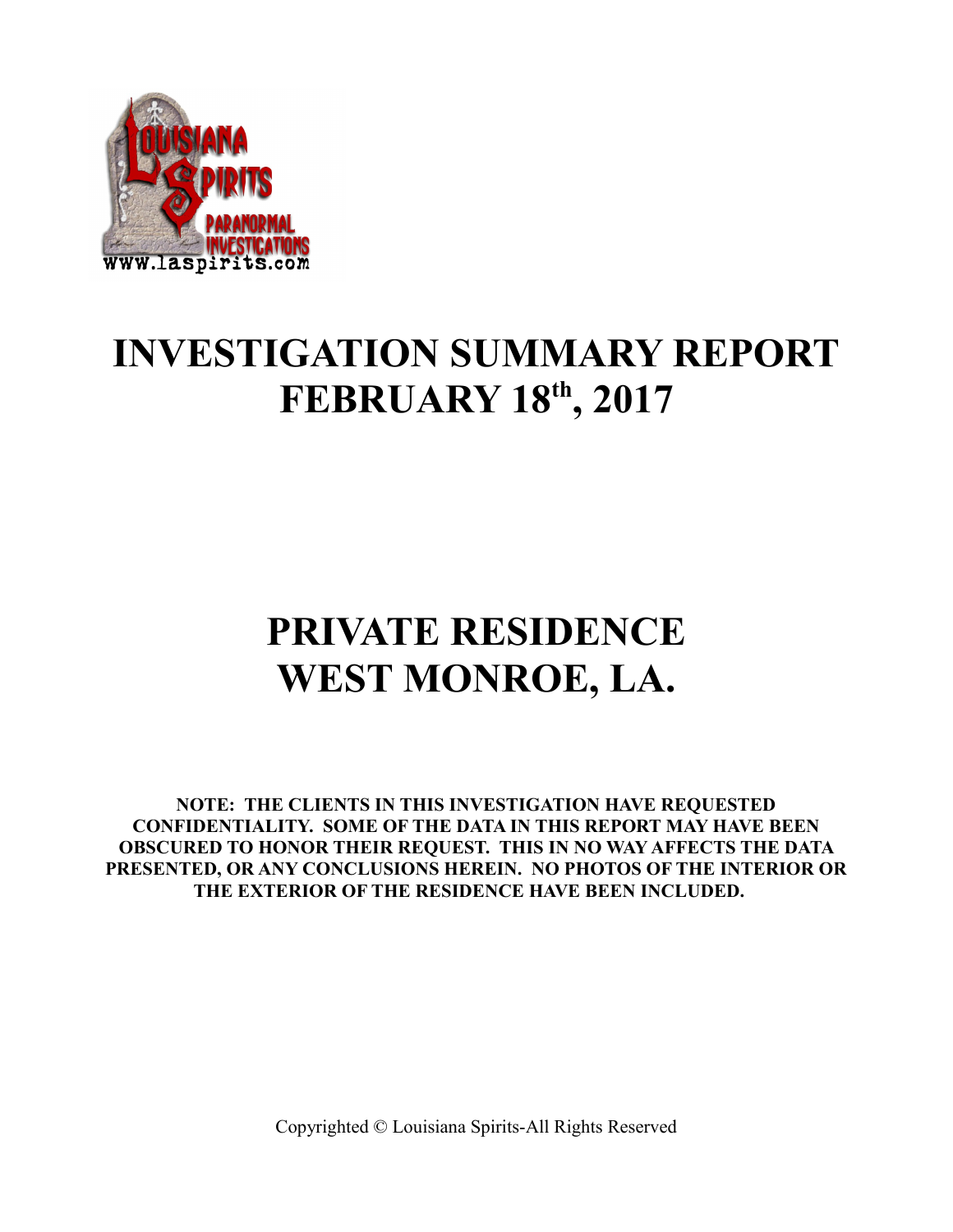# INVESTIGATION SUMMARY REPORT
# FEBRUARY 18th, 2017

# PRIVATE RESIDENCE
# WEST MONROE, LA.

**NOTE: THE CLIENTS IN THIS INVESTIGATION HAVE REQUESTED CONFIDENTIALITY. SOME OF THE DATA IN THIS REPORT MAY HAVE BEEN OBSCURED TO HONOR THEIR REQUEST. THIS IN NO WAY AFFECTS THE DATA PRESENTED, OR ANY CONCLUSIONS HEREIN. NO PHOTOS OF THE INTERIOR OR THE EXTERIOR OF THE RESIDENCE HAVE BEEN INCLUDED.**

Copyrighted © Louisiana Spirits-All Rights Reserved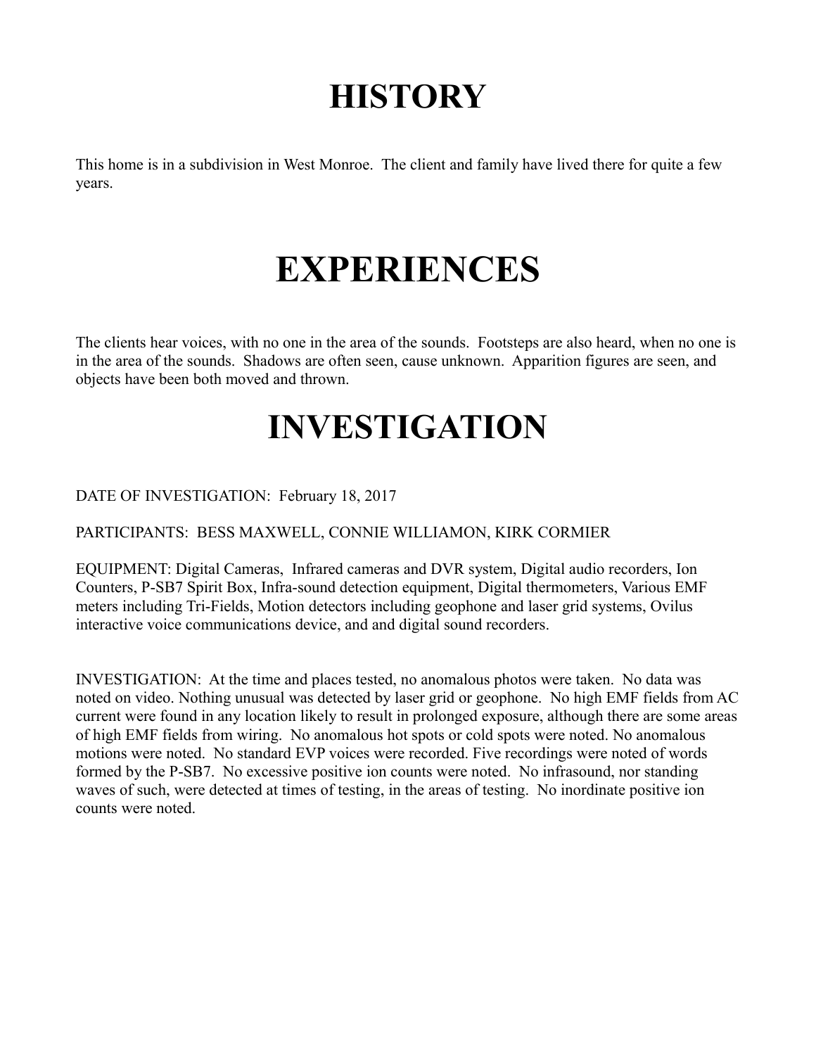# HISTORY

This home is in a subdivision in West Monroe. The client and family have lived there for quite a few years.

# EXPERIENCES

The clients hear voices, with no one in the area of the sounds. Footsteps are also heard, when no one is in the area of the sounds. Shadows are often seen, cause unknown. Apparition figures are seen, and objects have been both moved and thrown.

# INVESTIGATION

DATE OF INVESTIGATION: February 18, 2017

PARTICIPANTS: BESS MAXWELL, CONNIE WILLIAMON, KIRK CORMIER

EQUIPMENT: Digital Cameras, Infrared cameras and DVR system, Digital audio recorders, Ion Counters, P-SB7 Spirit Box, Infra-sound detection equipment, Digital thermometers, Various EMF meters including Tri-Fields, Motion detectors including geophone and laser grid systems, Ovilus interactive voice communications device, and and digital sound recorders.

INVESTIGATION: At the time and places tested, no anomalous photos were taken. No data was noted on video. Nothing unusual was detected by laser grid or geophone. No high EMF fields from AC current were found in any location likely to result in prolonged exposure, although there are some areas of high EMF fields from wiring. No anomalous hot spots or cold spots were noted. No anomalous motions were noted. No standard EVP voices were recorded. Five recordings were noted of words formed by the P-SB7. No excessive positive ion counts were noted. No infrasound, nor standing waves of such, were detected at times of testing, in the areas of testing. No inordinate positive ion counts were noted.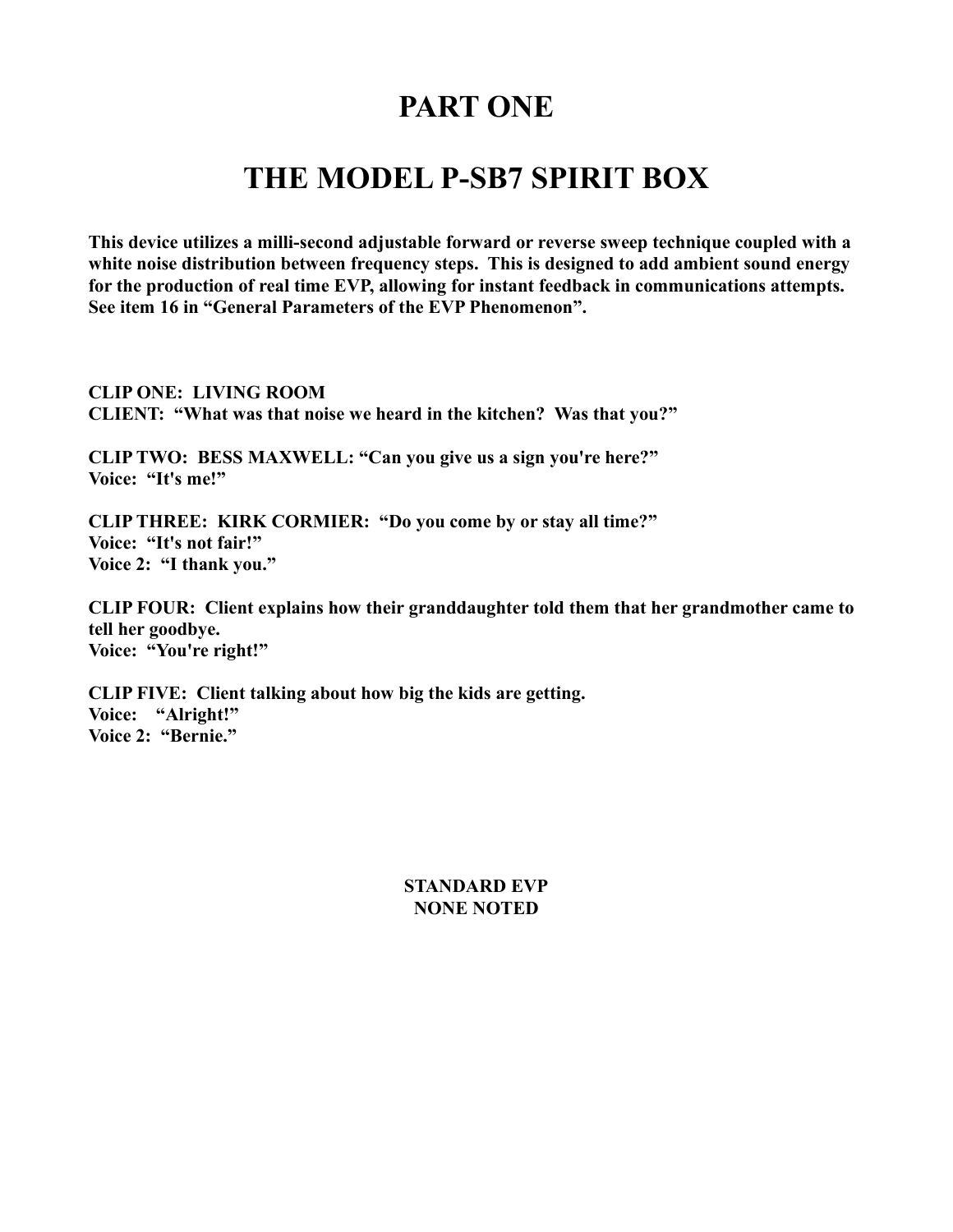# PART ONE

# THE MODEL P-SB7 SPIRIT BOX

**This device utilizes a milli-second adjustable forward or reverse sweep technique coupled with a white noise distribution between frequency steps. This is designed to add ambient sound energy for the production of real time EVP, allowing for instant feedback in communications attempts. See item 16 in "General Parameters of the EVP Phenomenon".**

**CLIP ONE: LIVING ROOM**
**CLIENT: "What was that noise we heard in the kitchen? Was that you?"**

**CLIP TWO: BESS MAXWELL: "Can you give us a sign you're here?"**
**Voice: "It's me!"**

**CLIP THREE: KIRK CORMIER: "Do you come by or stay all time?"**
**Voice: "It's not fair!"**
**Voice 2: "I thank you."**

**CLIP FOUR: Client explains how their granddaughter told them that her grandmother came to tell her goodbye.**
**Voice: "You're right!"**

**CLIP FIVE: Client talking about how big the kids are getting.**
**Voice: "Alright!"**
**Voice 2: "Bernie."**

**STANDARD EVP**
**NONE NOTED**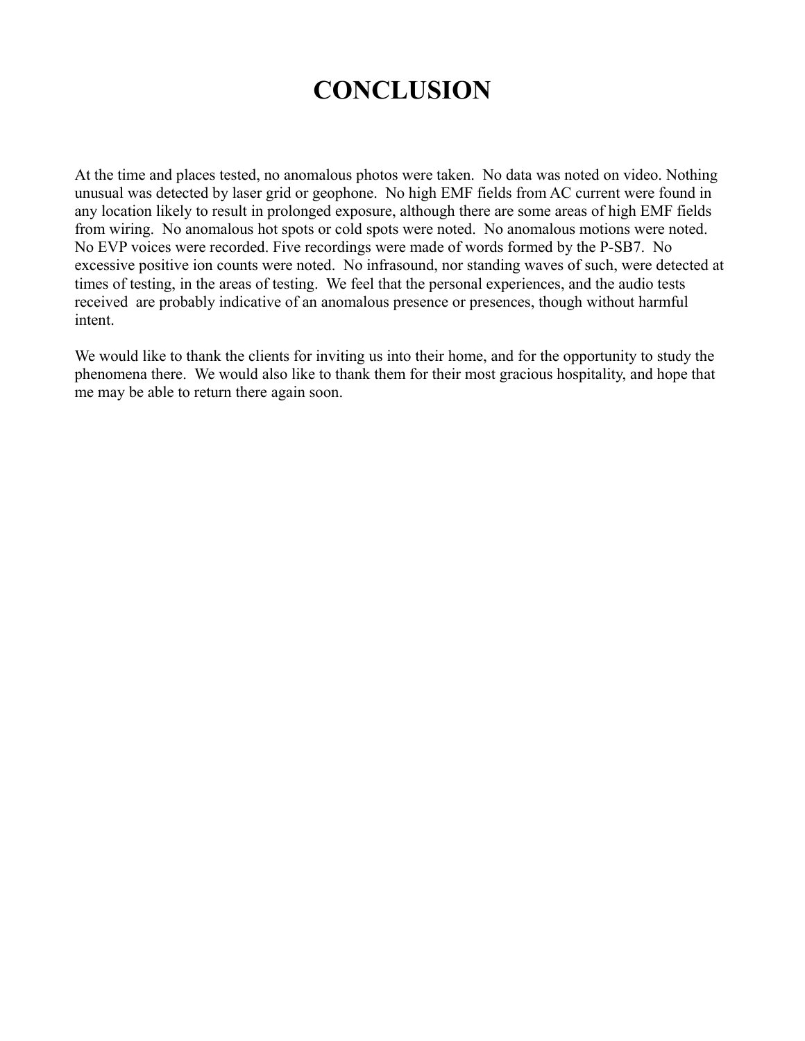# CONCLUSION

At the time and places tested, no anomalous photos were taken. No data was noted on video. Nothing unusual was detected by laser grid or geophone. No high EMF fields from AC current were found in any location likely to result in prolonged exposure, although there are some areas of high EMF fields from wiring. No anomalous hot spots or cold spots were noted. No anomalous motions were noted. No EVP voices were recorded. Five recordings were made of words formed by the P-SB7. No excessive positive ion counts were noted. No infrasound, nor standing waves of such, were detected at times of testing, in the areas of testing. We feel that the personal experiences, and the audio tests received are probably indicative of an anomalous presence or presences, though without harmful intent.

We would like to thank the clients for inviting us into their home, and for the opportunity to study the phenomena there. We would also like to thank them for their most gracious hospitality, and hope that me may be able to return there again soon.